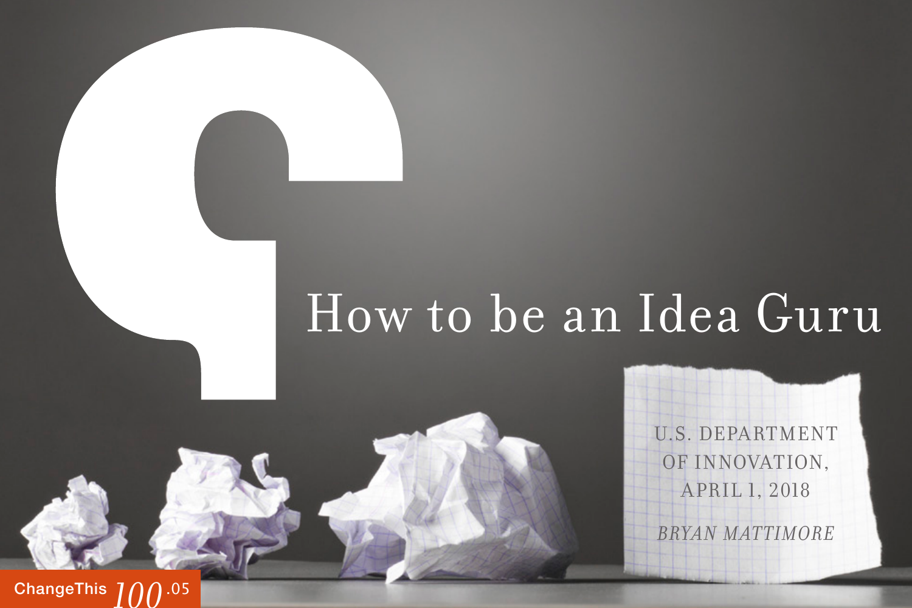# How to be an Idea Guru

U.S. DEPARTMENT OF INNOVATION, APRIL 1, 2018

*BRYAN MATTIMORE*

ChangeThis 100.05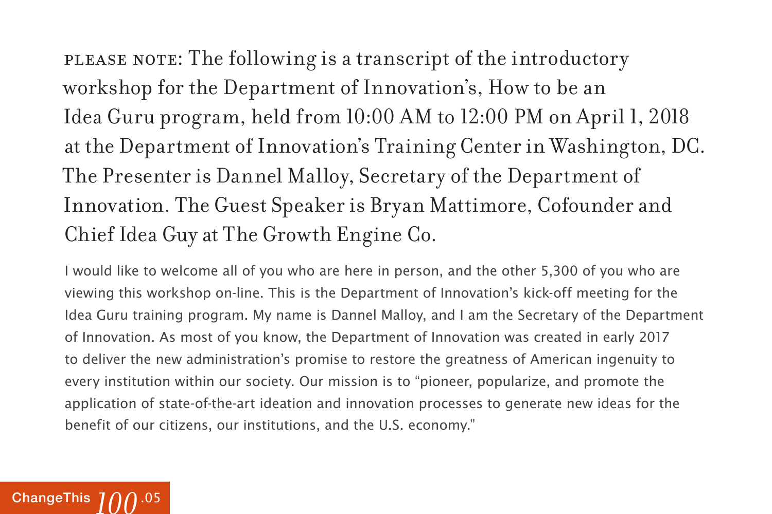PLEASE NOTE: The following is a transcript of the introductory workshop for the Department of Innovation's, How to be an Idea Guru program, held from 10:00 AM to 12:00 PM on April 1, 2018 at the Department of Innovation's Training Center in Washington, DC. The Presenter is Dannel Malloy, Secretary of the Department of Innovation. The Guest Speaker is Bryan Mattimore, Cofounder and Chief Idea Guy at The Growth Engine Co.

I would like to welcome all of you who are here in person, and the other 5,300 of you who are viewing this workshop on-line. This is the Department of Innovation's kick-off meeting for the Idea Guru training program. My name is Dannel Malloy, and I am the Secretary of the Department of Innovation. As most of you know, the Department of Innovation was created in early 2017 to deliver the new administration's promise to restore the greatness of American ingenuity to every institution within our society. Our mission is to "pioneer, popularize, and promote the application of state-of-the-art ideation and innovation processes to generate new ideas for the benefit of our citizens, our institutions, and the U.S. economy."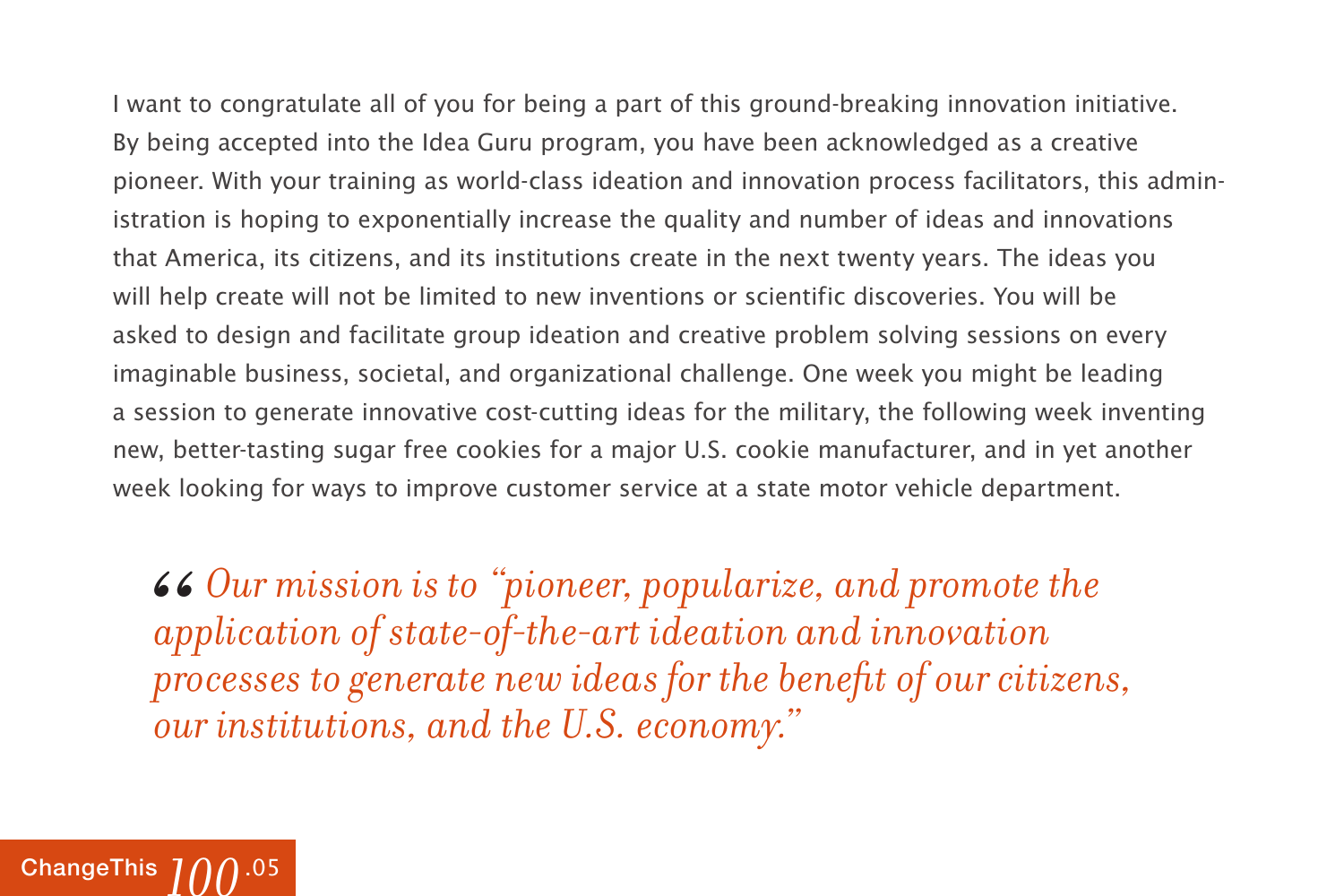I want to congratulate all of you for being a part of this ground-breaking innovation initiative. By being accepted into the Idea Guru program, you have been acknowledged as a creative pioneer. With your training as world-class ideation and innovation process facilitators, this administration is hoping to exponentially increase the quality and number of ideas and innovations that America, its citizens, and its institutions create in the next twenty years. The ideas you will help create will not be limited to new inventions or scientific discoveries. You will be asked to design and facilitate group ideation and creative problem solving sessions on every imaginable business, societal, and organizational challenge. One week you might be leading a session to generate innovative cost-cutting ideas for the military, the following week inventing new, better-tasting sugar free cookies for a major U.S. cookie manufacturer, and in yet another week looking for ways to improve customer service at a state motor vehicle department.

> *“Our mission is to “pioneer, popularize, and promote the application of state-of-the-art ideation and innovation processes to generate new ideas for the benefit of our citizens, our institutions, and the U.S. economy.”*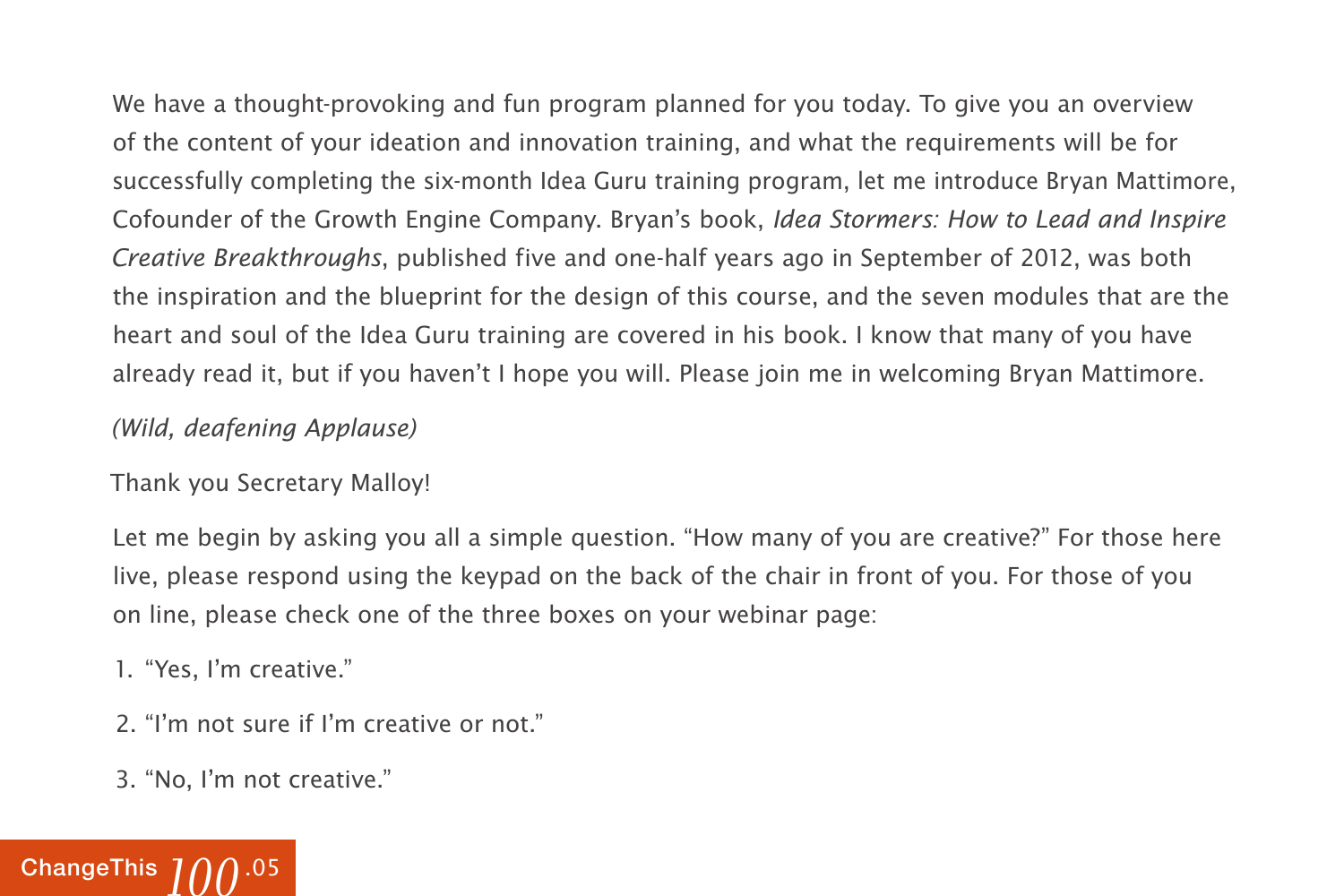We have a thought-provoking and fun program planned for you today. To give you an overview of the content of your ideation and innovation training, and what the requirements will be for successfully completing the six-month Idea Guru training program, let me introduce Bryan Mattimore, Cofounder of the Growth Engine Company. Bryan's book, *Idea Stormers: How to Lead and Inspire Creative Breakthroughs*, published five and one-half years ago in September of 2012, was both the inspiration and the blueprint for the design of this course, and the seven modules that are the heart and soul of the Idea Guru training are covered in his book. I know that many of you have already read it, but if you haven't I hope you will. Please join me in welcoming Bryan Mattimore.

*(Wild, deafening Applause)*

Thank you Secretary Malloy!

Let me begin by asking you all a simple question. "How many of you are creative?" For those here live, please respond using the keypad on the back of the chair in front of you. For those of you on line, please check one of the three boxes on your webinar page:

1. "Yes, I'm creative."
2. "I'm not sure if I'm creative or not."
3. "No, I'm not creative."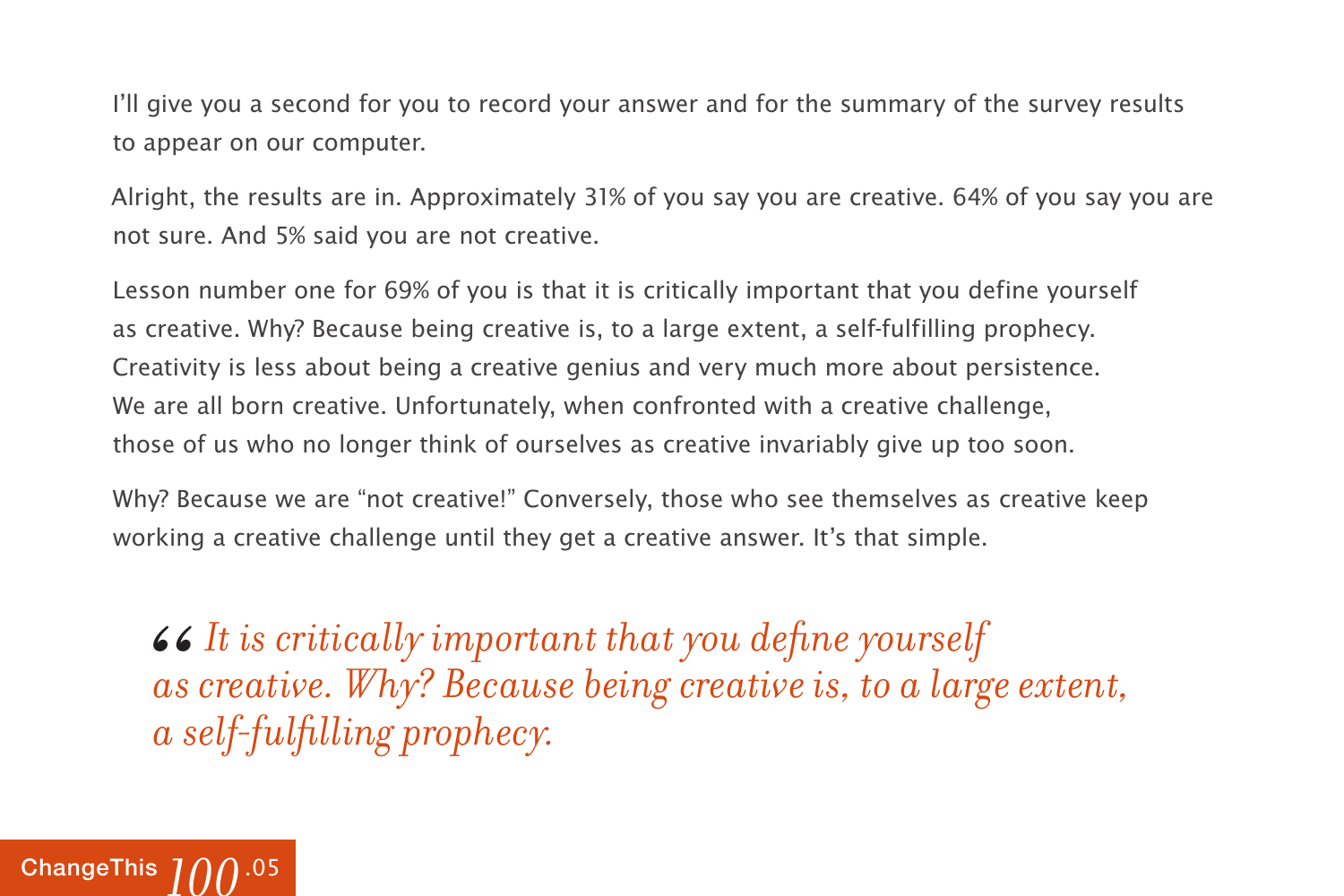I'll give you a second for you to record your answer and for the summary of the survey results to appear on our computer.

Alright, the results are in. Approximately 31% of you say you are creative. 64% of you say you are not sure. And 5% said you are not creative.

Lesson number one for 69% of you is that it is critically important that you define yourself as creative. Why? Because being creative is, to a large extent, a self-fulfilling prophecy. Creativity is less about being a creative genius and very much more about persistence. We are all born creative. Unfortunately, when confronted with a creative challenge, those of us who no longer think of ourselves as creative invariably give up too soon.

Why? Because we are "not creative!" Conversely, those who see themselves as creative keep working a creative challenge until they get a creative answer. It's that simple.

> *“It is critically important that you define yourself as creative. Why? Because being creative is, to a large extent, a self-fulfilling prophecy.*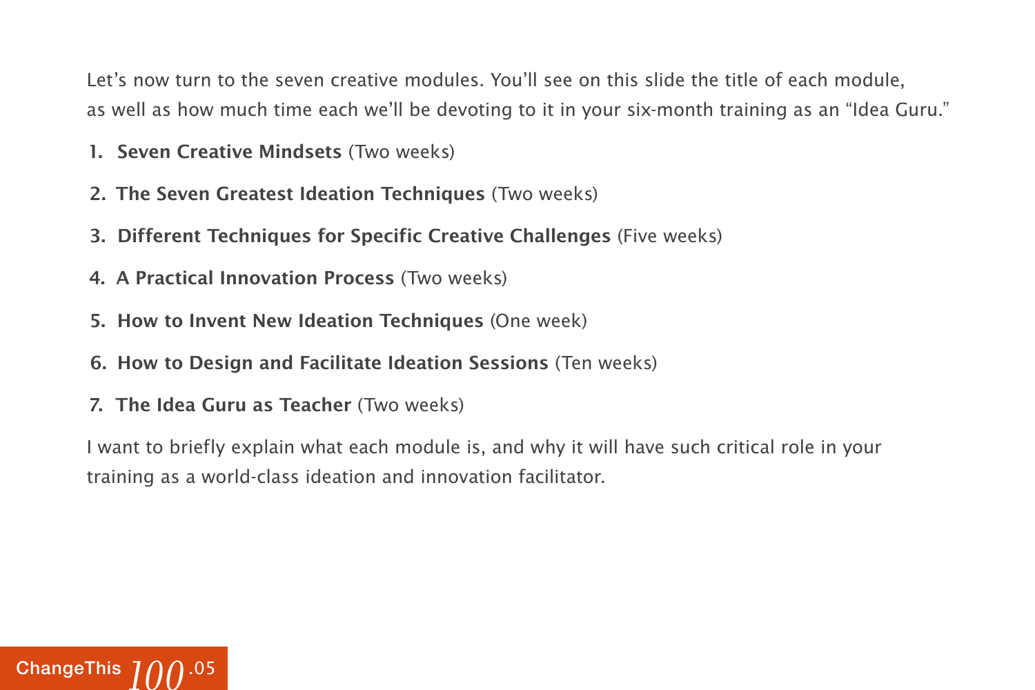Let's now turn to the seven creative modules. You'll see on this slide the title of each module, as well as how much time each we'll be devoting to it in your six-month training as an "Idea Guru."

1. **Seven Creative Mindsets** (Two weeks)
2. **The Seven Greatest Ideation Techniques** (Two weeks)
3. **Different Techniques for Specific Creative Challenges** (Five weeks)
4. **A Practical Innovation Process** (Two weeks)
5. **How to Invent New Ideation Techniques** (One week)
6. **How to Design and Facilitate Ideation Sessions** (Ten weeks)
7. **The Idea Guru as Teacher** (Two weeks)

I want to briefly explain what each module is, and why it will have such critical role in your training as a world-class ideation and innovation facilitator.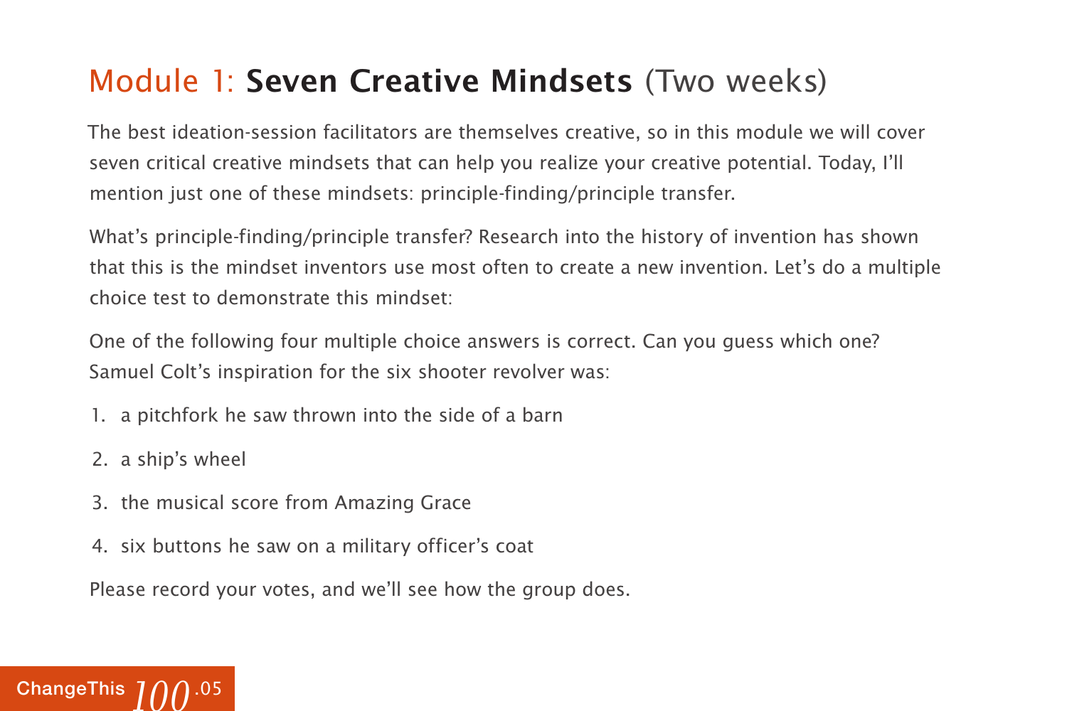# Module 1: **Seven Creative Mindsets** (Two weeks)

The best ideation-session facilitators are themselves creative, so in this module we will cover seven critical creative mindsets that can help you realize your creative potential. Today, I'll mention just one of these mindsets: principle-finding/principle transfer.

What's principle-finding/principle transfer? Research into the history of invention has shown that this is the mindset inventors use most often to create a new invention. Let's do a multiple choice test to demonstrate this mindset:

One of the following four multiple choice answers is correct. Can you guess which one? Samuel Colt's inspiration for the six shooter revolver was:

1. a pitchfork he saw thrown into the side of a barn
2. a ship's wheel
3. the musical score from Amazing Grace
4. six buttons he saw on a military officer's coat

Please record your votes, and we'll see how the group does.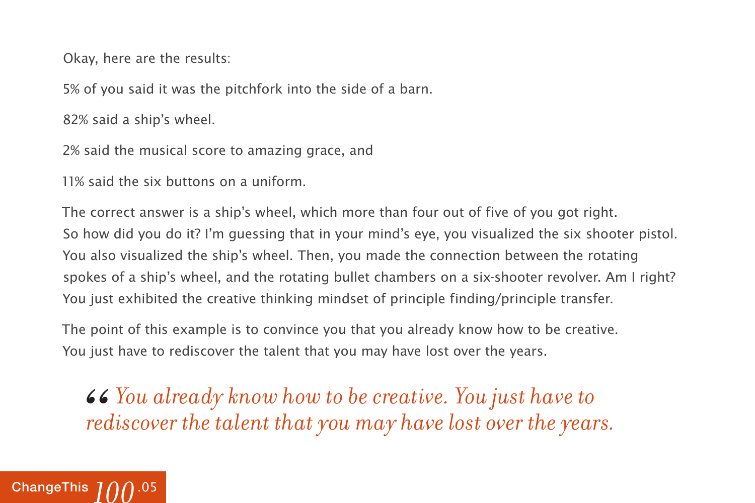Okay, here are the results:

5% of you said it was the pitchfork into the side of a barn.

82% said a ship's wheel.

2% said the musical score to amazing grace, and

11% said the six buttons on a uniform.

The correct answer is a ship's wheel, which more than four out of five of you got right. So how did you do it? I'm guessing that in your mind's eye, you visualized the six shooter pistol. You also visualized the ship's wheel. Then, you made the connection between the rotating spokes of a ship's wheel, and the rotating bullet chambers on a six-shooter revolver. Am I right? You just exhibited the creative thinking mindset of principle finding/principle transfer.

The point of this example is to convince you that you already know how to be creative. You just have to rediscover the talent that you may have lost over the years.

> *“You already know how to be creative. You just have to rediscover the talent that you may have lost over the years.*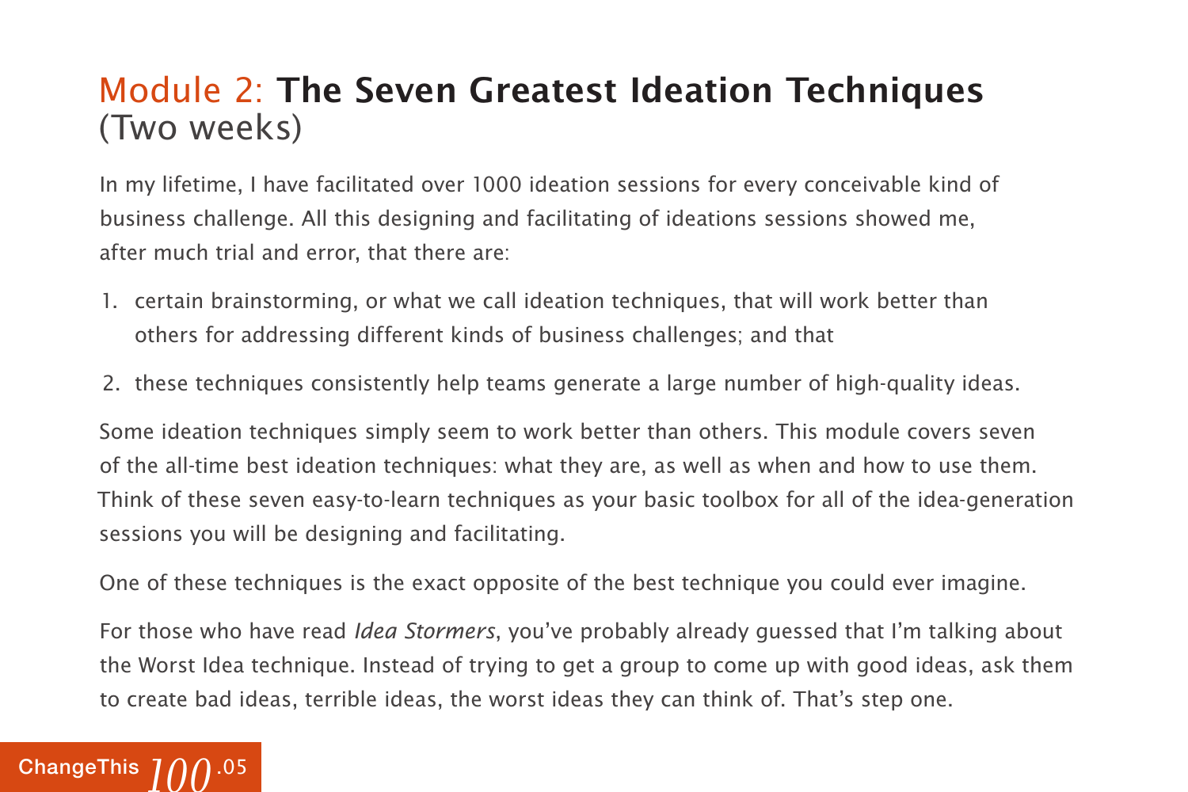# Module 2: **The Seven Greatest Ideation Techniques** (Two weeks)

In my lifetime, I have facilitated over 1000 ideation sessions for every conceivable kind of business challenge. All this designing and facilitating of ideations sessions showed me, after much trial and error, that there are:

1. certain brainstorming, or what we call ideation techniques, that will work better than others for addressing different kinds of business challenges; and that
2. these techniques consistently help teams generate a large number of high-quality ideas.

Some ideation techniques simply seem to work better than others. This module covers seven of the all-time best ideation techniques: what they are, as well as when and how to use them. Think of these seven easy-to-learn techniques as your basic toolbox for all of the idea-generation sessions you will be designing and facilitating.

One of these techniques is the exact opposite of the best technique you could ever imagine.

For those who have read *Idea Stormers*, you've probably already guessed that I'm talking about the Worst Idea technique. Instead of trying to get a group to come up with good ideas, ask them to create bad ideas, terrible ideas, the worst ideas they can think of. That's step one.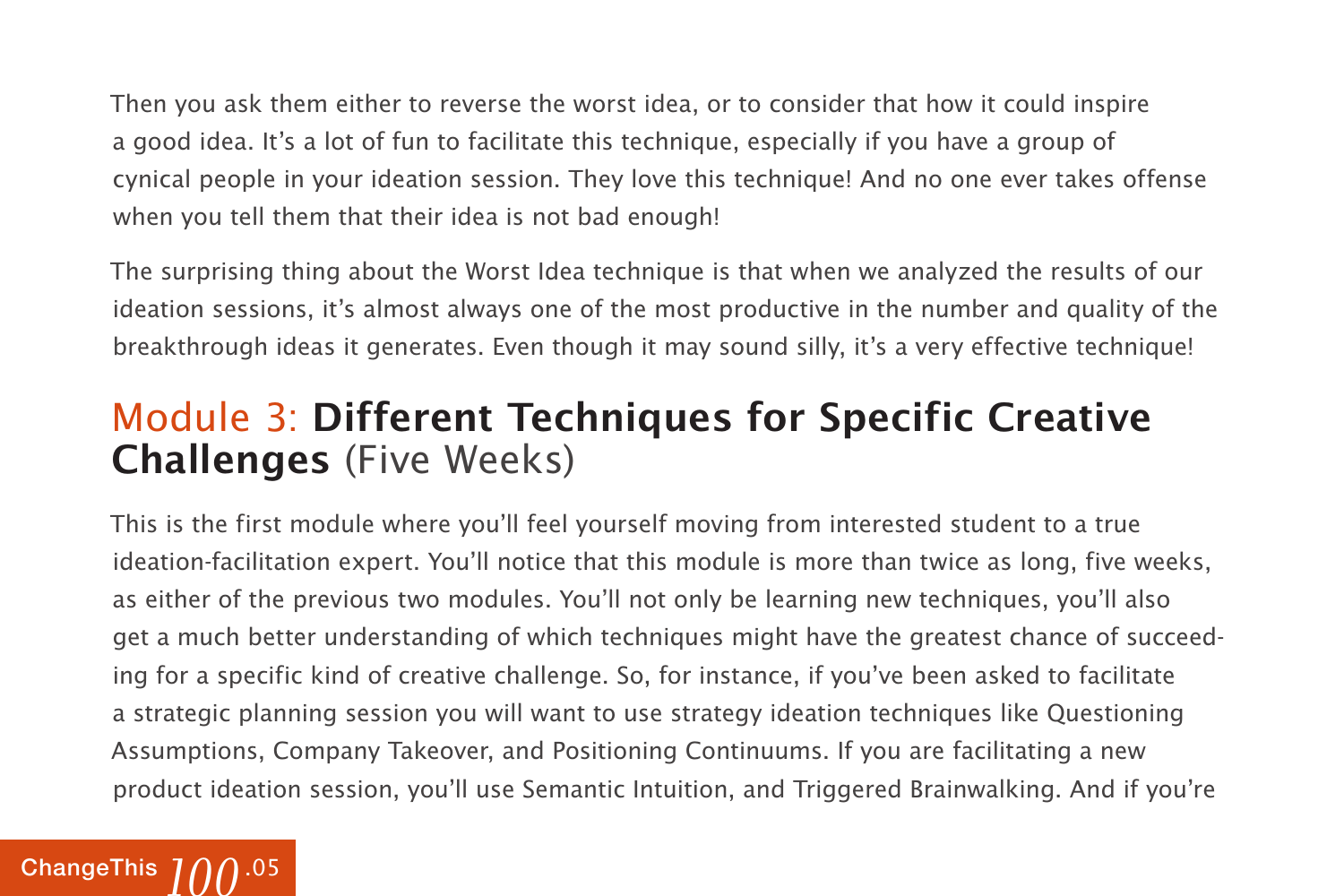Then you ask them either to reverse the worst idea, or to consider that how it could inspire a good idea. It's a lot of fun to facilitate this technique, especially if you have a group of cynical people in your ideation session. They love this technique! And no one ever takes offense when you tell them that their idea is not bad enough!

The surprising thing about the Worst Idea technique is that when we analyzed the results of our ideation sessions, it's almost always one of the most productive in the number and quality of the breakthrough ideas it generates. Even though it may sound silly, it's a very effective technique!

## Module 3: **Different Techniques for Specific Creative Challenges** (Five Weeks)

This is the first module where you'll feel yourself moving from interested student to a true ideation-facilitation expert. You'll notice that this module is more than twice as long, five weeks, as either of the previous two modules. You'll not only be learning new techniques, you'll also get a much better understanding of which techniques might have the greatest chance of succeeding for a specific kind of creative challenge. So, for instance, if you've been asked to facilitate a strategic planning session you will want to use strategy ideation techniques like Questioning Assumptions, Company Takeover, and Positioning Continuums. If you are facilitating a new product ideation session, you'll use Semantic Intuition, and Triggered Brainwalking. And if you're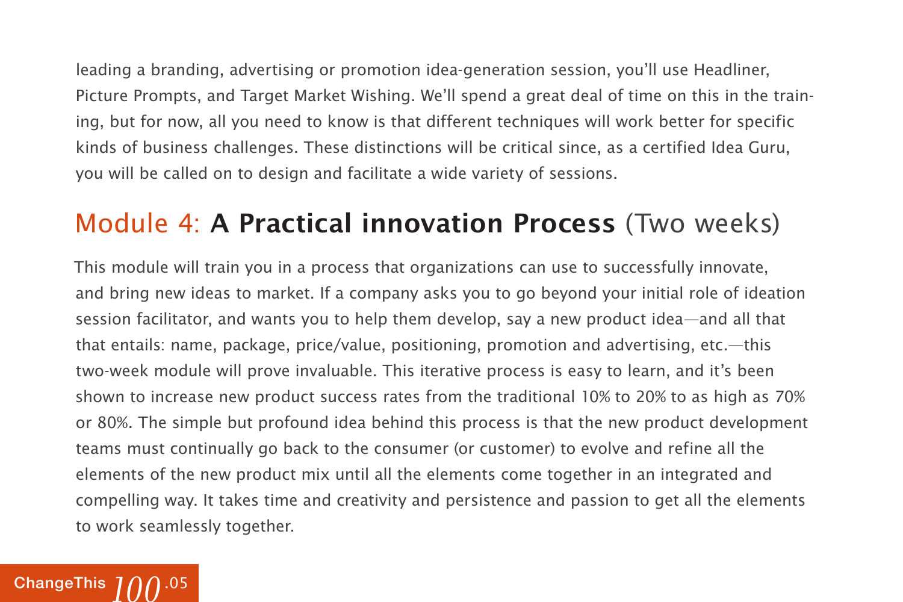leading a branding, advertising or promotion idea-generation session, you'll use Headliner, Picture Prompts, and Target Market Wishing. We'll spend a great deal of time on this in the training, but for now, all you need to know is that different techniques will work better for specific kinds of business challenges. These distinctions will be critical since, as a certified Idea Guru, you will be called on to design and facilitate a wide variety of sessions.

## Module 4: **A Practical innovation Process** (Two weeks)

This module will train you in a process that organizations can use to successfully innovate, and bring new ideas to market. If a company asks you to go beyond your initial role of ideation session facilitator, and wants you to help them develop, say a new product idea—and all that that entails: name, package, price/value, positioning, promotion and advertising, etc.—this two-week module will prove invaluable. This iterative process is easy to learn, and it's been shown to increase new product success rates from the traditional 10% to 20% to as high as 70% or 80%. The simple but profound idea behind this process is that the new product development teams must continually go back to the consumer (or customer) to evolve and refine all the elements of the new product mix until all the elements come together in an integrated and compelling way. It takes time and creativity and persistence and passion to get all the elements to work seamlessly together.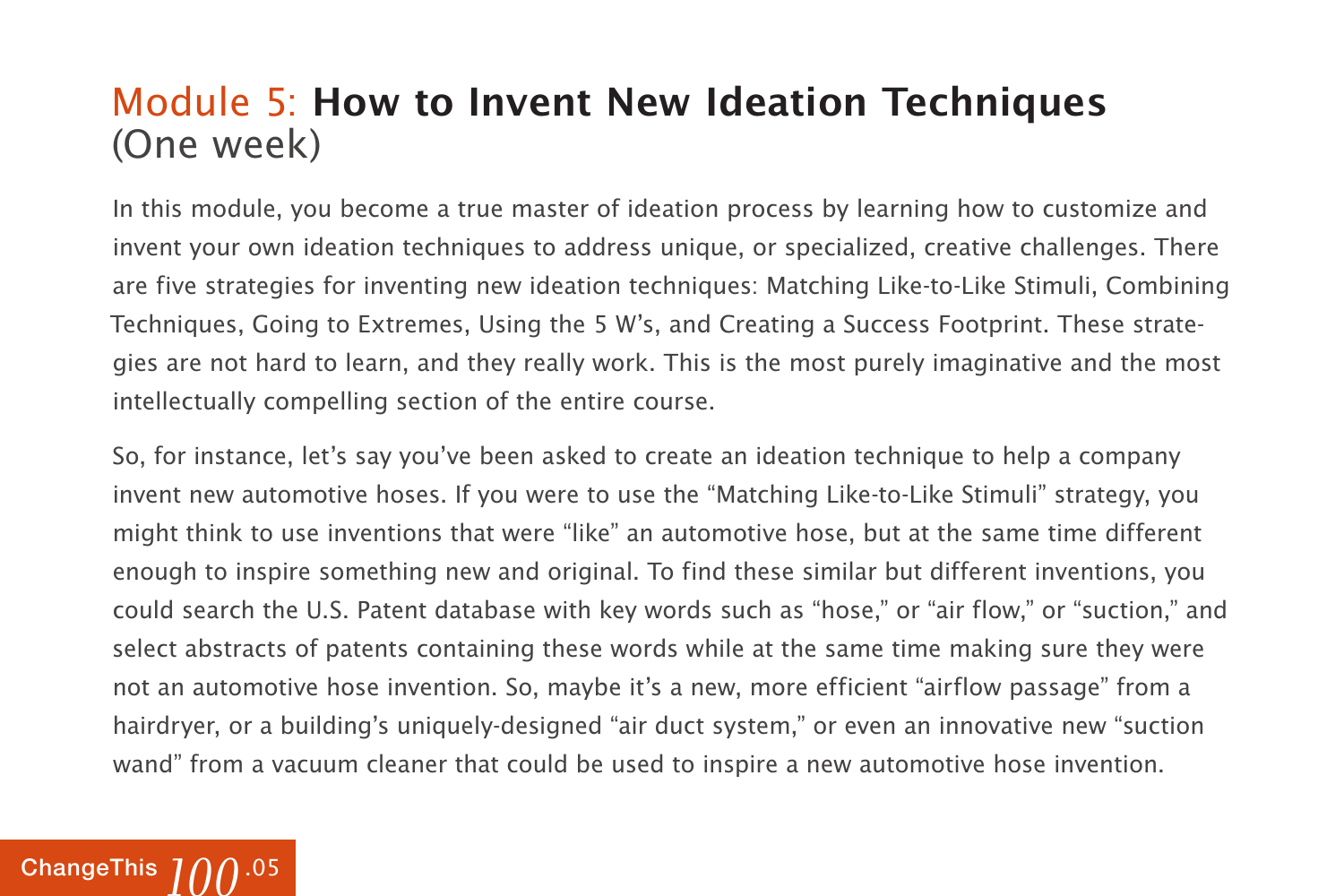## Module 5: **How to Invent New Ideation Techniques** (One week)

In this module, you become a true master of ideation process by learning how to customize and invent your own ideation techniques to address unique, or specialized, creative challenges. There are five strategies for inventing new ideation techniques: Matching Like-to-Like Stimuli, Combining Techniques, Going to Extremes, Using the 5 W's, and Creating a Success Footprint. These strategies are not hard to learn, and they really work. This is the most purely imaginative and the most intellectually compelling section of the entire course.

So, for instance, let's say you've been asked to create an ideation technique to help a company invent new automotive hoses. If you were to use the "Matching Like-to-Like Stimuli" strategy, you might think to use inventions that were "like" an automotive hose, but at the same time different enough to inspire something new and original. To find these similar but different inventions, you could search the U.S. Patent database with key words such as "hose," or "air flow," or "suction," and select abstracts of patents containing these words while at the same time making sure they were not an automotive hose invention. So, maybe it's a new, more efficient "airflow passage" from a hairdryer, or a building's uniquely-designed "air duct system," or even an innovative new "suction wand" from a vacuum cleaner that could be used to inspire a new automotive hose invention.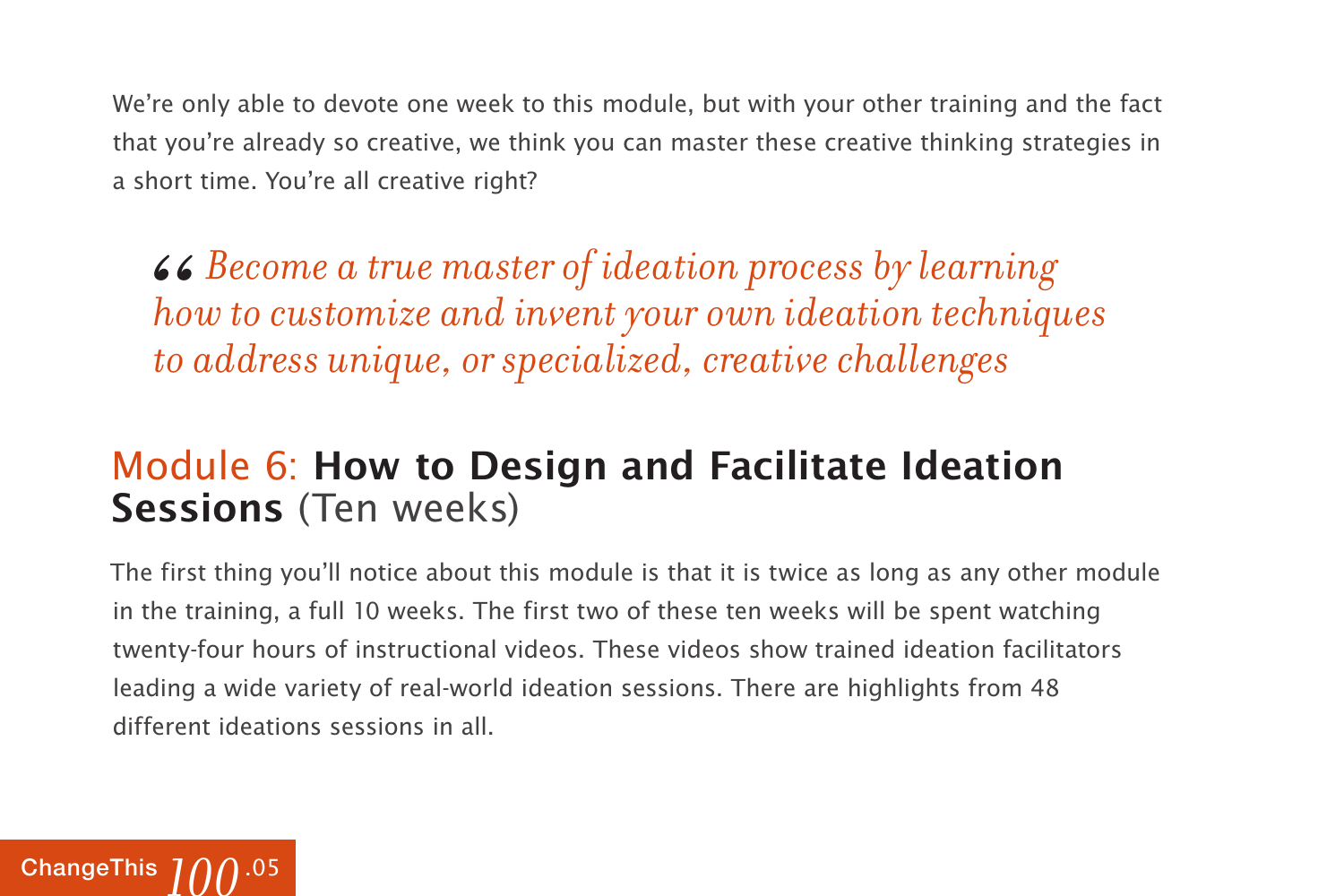We're only able to devote one week to this module, but with your other training and the fact that you're already so creative, we think you can master these creative thinking strategies in a short time. You're all creative right?

> *“Become a true master of ideation process by learning how to customize and invent your own ideation techniques to address unique, or specialized, creative challenges*

## Module 6: **How to Design and Facilitate Ideation Sessions** (Ten weeks)

The first thing you'll notice about this module is that it is twice as long as any other module in the training, a full 10 weeks. The first two of these ten weeks will be spent watching twenty-four hours of instructional videos. These videos show trained ideation facilitators leading a wide variety of real-world ideation sessions. There are highlights from 48 different ideations sessions in all.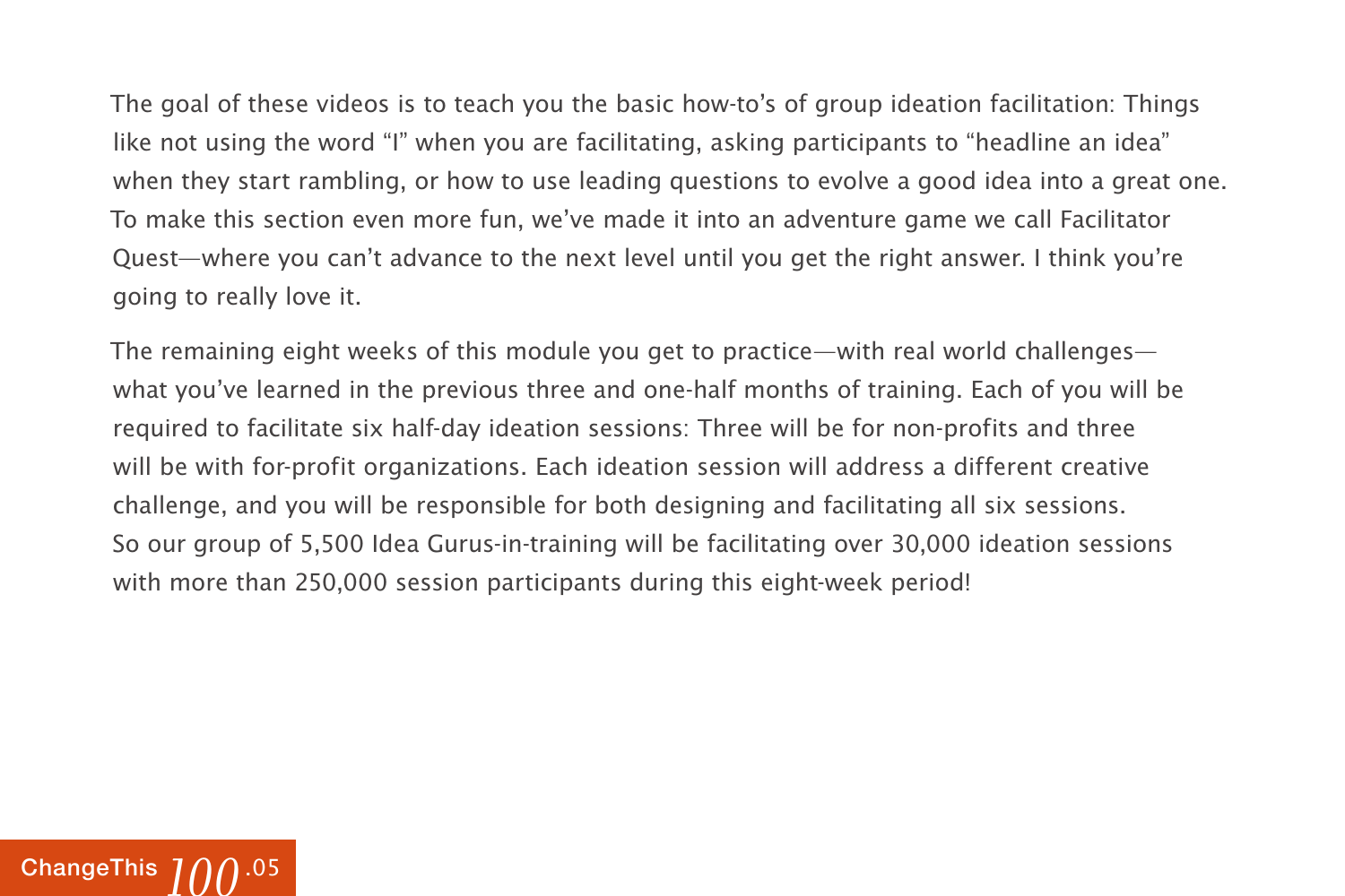The goal of these videos is to teach you the basic how-to's of group ideation facilitation: Things like not using the word "I" when you are facilitating, asking participants to "headline an idea" when they start rambling, or how to use leading questions to evolve a good idea into a great one. To make this section even more fun, we've made it into an adventure game we call Facilitator Quest—where you can't advance to the next level until you get the right answer. I think you're going to really love it.

The remaining eight weeks of this module you get to practice—with real world challenges—what you've learned in the previous three and one-half months of training. Each of you will be required to facilitate six half-day ideation sessions: Three will be for non-profits and three will be with for-profit organizations. Each ideation session will address a different creative challenge, and you will be responsible for both designing and facilitating all six sessions. So our group of 5,500 Idea Gurus-in-training will be facilitating over 30,000 ideation sessions with more than 250,000 session participants during this eight-week period!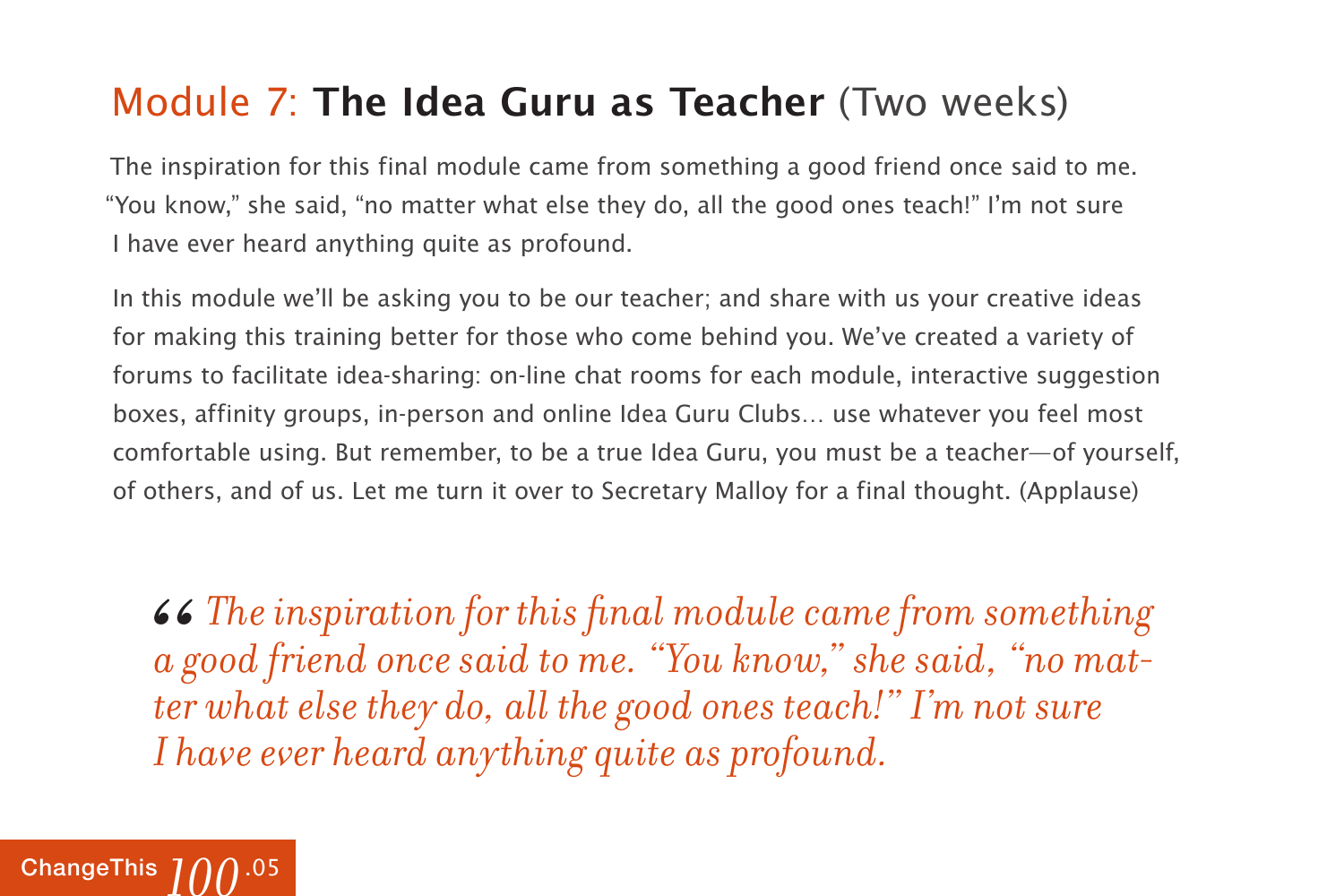## Module 7: **The Idea Guru as Teacher** (Two weeks)

The inspiration for this final module came from something a good friend once said to me. "You know," she said, "no matter what else they do, all the good ones teach!" I'm not sure I have ever heard anything quite as profound.

In this module we'll be asking you to be our teacher; and share with us your creative ideas for making this training better for those who come behind you. We've created a variety of forums to facilitate idea-sharing: on-line chat rooms for each module, interactive suggestion boxes, affinity groups, in-person and online Idea Guru Clubs… use whatever you feel most comfortable using. But remember, to be a true Idea Guru, you must be a teacher—of yourself, of others, and of us. Let me turn it over to Secretary Malloy for a final thought. (Applause)

> *" The inspiration for this final module came from something a good friend once said to me. "You know," she said, "no matter what else they do, all the good ones teach!" I'm not sure I have ever heard anything quite as profound.*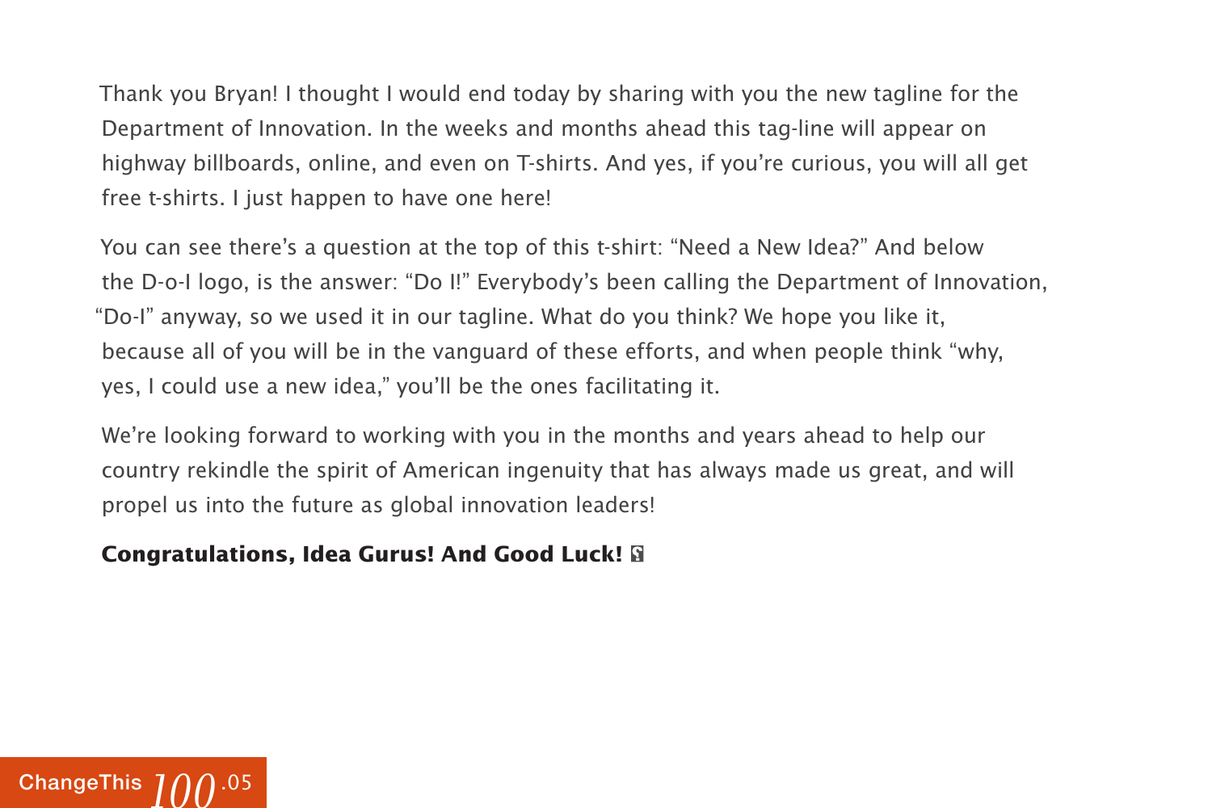Thank you Bryan! I thought I would end today by sharing with you the new tagline for the Department of Innovation. In the weeks and months ahead this tag-line will appear on highway billboards, online, and even on T-shirts. And yes, if you're curious, you will all get free t-shirts. I just happen to have one here!

You can see there's a question at the top of this t-shirt: "Need a New Idea?" And below the D-o-I logo, is the answer: "Do I!" Everybody's been calling the Department of Innovation, "Do-I" anyway, so we used it in our tagline. What do you think? We hope you like it, because all of you will be in the vanguard of these efforts, and when people think "why, yes, I could use a new idea," you'll be the ones facilitating it.

We're looking forward to working with you in the months and years ahead to help our country rekindle the spirit of American ingenuity that has always made us great, and will propel us into the future as global innovation leaders!

**Congratulations, Idea Gurus! And Good Luck!**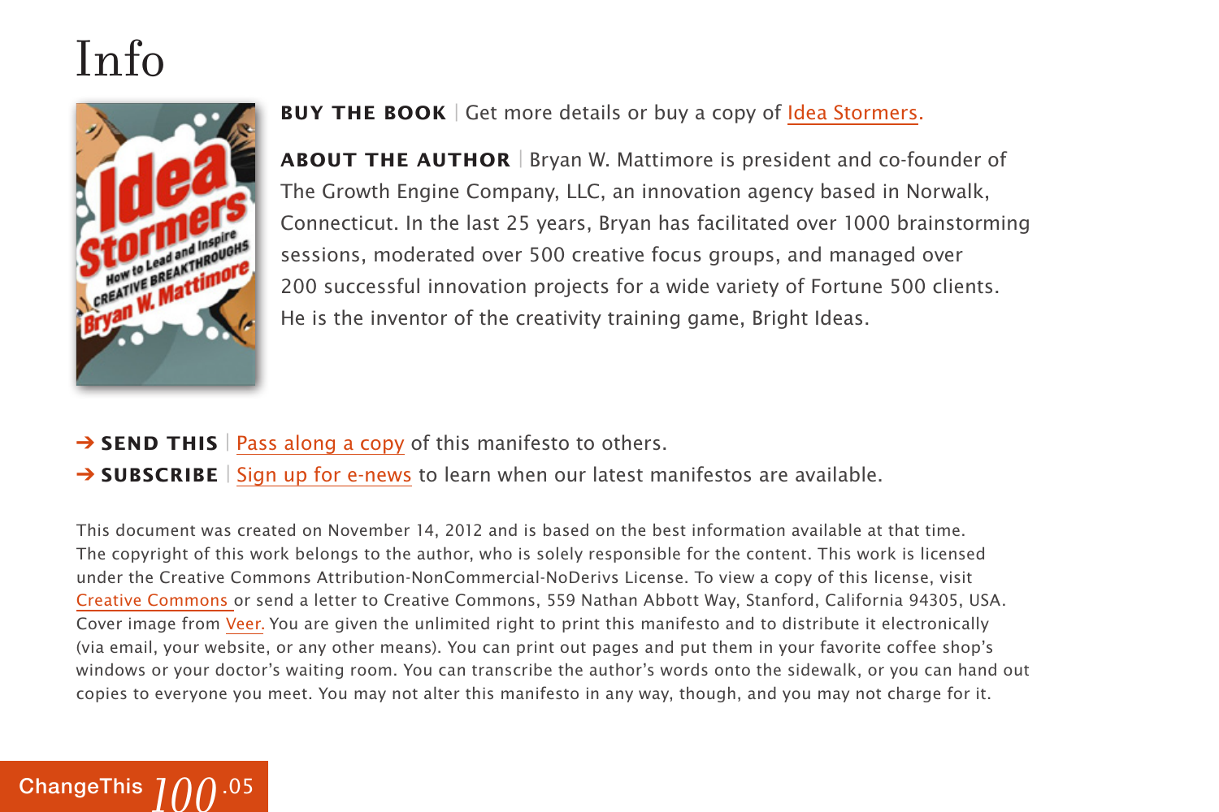# Info

**BUY THE BOOK** | Get more details or buy a copy of Idea Stormers.

**ABOUT THE AUTHOR** | Bryan W. Mattimore is president and co-founder of The Growth Engine Company, LLC, an innovation agency based in Norwalk, Connecticut. In the last 25 years, Bryan has facilitated over 1000 brainstorming sessions, moderated over 500 creative focus groups, and managed over 200 successful innovation projects for a wide variety of Fortune 500 clients. He is the inventor of the creativity training game, Bright Ideas.

→ **SEND THIS** | Pass along a copy of this manifesto to others.

→ **SUBSCRIBE** | Sign up for e-news to learn when our latest manifestos are available.

This document was created on November 14, 2012 and is based on the best information available at that time. The copyright of this work belongs to the author, who is solely responsible for the content. This work is licensed under the Creative Commons Attribution-NonCommercial-NoDerivs License. To view a copy of this license, visit Creative Commons or send a letter to Creative Commons, 559 Nathan Abbott Way, Stanford, California 94305, USA. Cover image from Veer. You are given the unlimited right to print this manifesto and to distribute it electronically (via email, your website, or any other means). You can print out pages and put them in your favorite coffee shop's windows or your doctor's waiting room. You can transcribe the author's words onto the sidewalk, or you can hand out copies to everyone you meet. You may not alter this manifesto in any way, though, and you may not charge for it.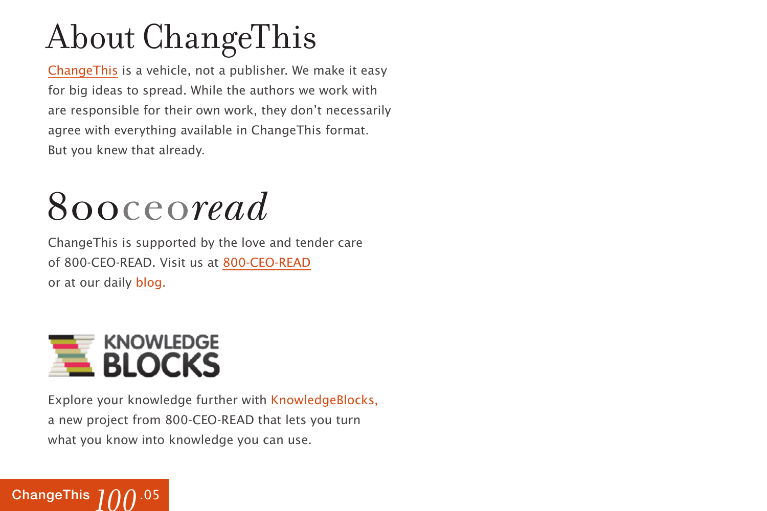# About ChangeThis

ChangeThis is a vehicle, not a publisher. We make it easy for big ideas to spread. While the authors we work with are responsible for their own work, they don't necessarily agree with everything available in ChangeThis format. But you knew that already.

# 800ceo*read*

ChangeThis is supported by the love and tender care of 800-CEO-READ. Visit us at 800-CEO-READ or at our daily blog.

# KNOWLEDGE BLOCKS

Explore your knowledge further with KnowledgeBlocks, a new project from 800-CEO-READ that lets you turn what you know into knowledge you can use.